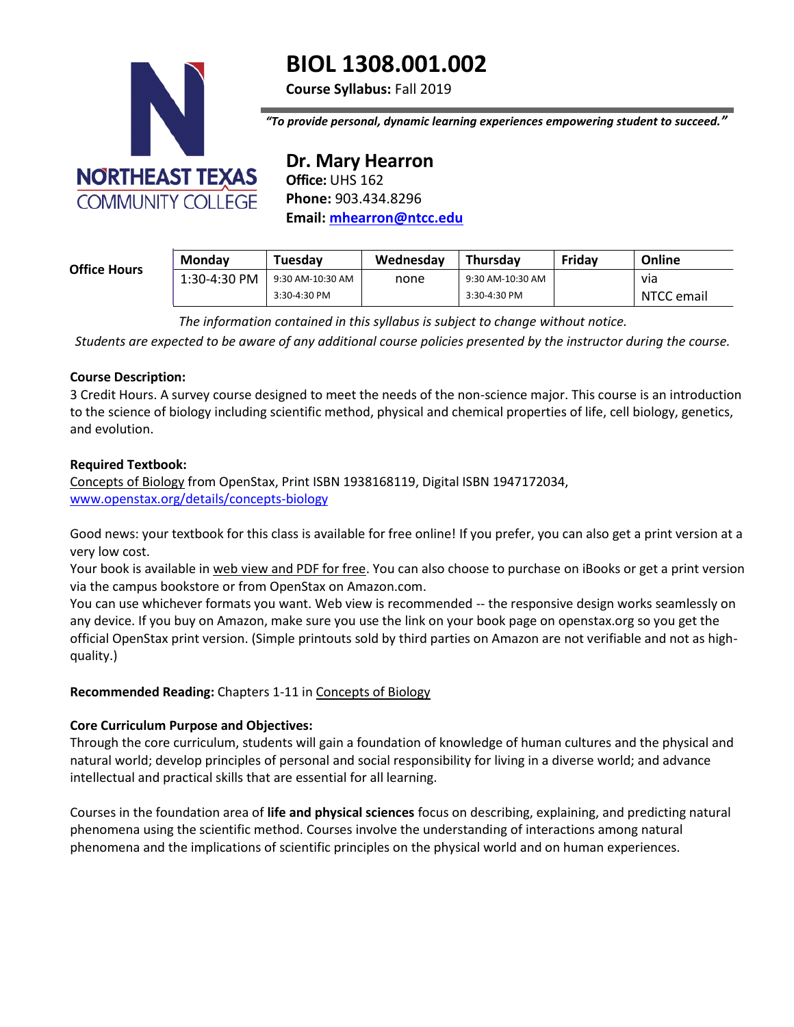NORTHEAST TEXAS COMMUNITY COLLEGE

# BIOL 1308.001.002

**Course Syllabus:** Fall 2019

***"To provide personal, dynamic learning experiences empowering student to succeed."***

## Dr. Mary Hearron

**Office:** UHS 162
**Phone:** 903.434.8296
**Email:** mhearron@ntcc.edu

| Office Hours | Monday | Tuesday | Wednesday | Thursday | Friday | Online |
|---|---|---|---|---|---|---|
| | 1:30-4:30 PM | 9:30 AM-10:30 AM<br>3:30-4:30 PM | none | 9:30 AM-10:30 AM<br>3:30-4:30 PM | | via NTCC email |

*The information contained in this syllabus is subject to change without notice.*

*Students are expected to be aware of any additional course policies presented by the instructor during the course.*

**Course Description:**
3 Credit Hours. A survey course designed to meet the needs of the non-science major. This course is an introduction to the science of biology including scientific method, physical and chemical properties of life, cell biology, genetics, and evolution.

**Required Textbook:**
Concepts of Biology from OpenStax, Print ISBN 1938168119, Digital ISBN 1947172034, www.openstax.org/details/concepts-biology

Good news: your textbook for this class is available for free online! If you prefer, you can also get a print version at a very low cost.
Your book is available in web view and PDF for free. You can also choose to purchase on iBooks or get a print version via the campus bookstore or from OpenStax on Amazon.com.
You can use whichever formats you want. Web view is recommended -- the responsive design works seamlessly on any device. If you buy on Amazon, make sure you use the link on your book page on openstax.org so you get the official OpenStax print version. (Simple printouts sold by third parties on Amazon are not verifiable and not as high-quality.)

**Recommended Reading:** Chapters 1-11 in Concepts of Biology

**Core Curriculum Purpose and Objectives:**
Through the core curriculum, students will gain a foundation of knowledge of human cultures and the physical and natural world; develop principles of personal and social responsibility for living in a diverse world; and advance intellectual and practical skills that are essential for all learning.

Courses in the foundation area of **life and physical sciences** focus on describing, explaining, and predicting natural phenomena using the scientific method. Courses involve the understanding of interactions among natural phenomena and the implications of scientific principles on the physical world and on human experiences.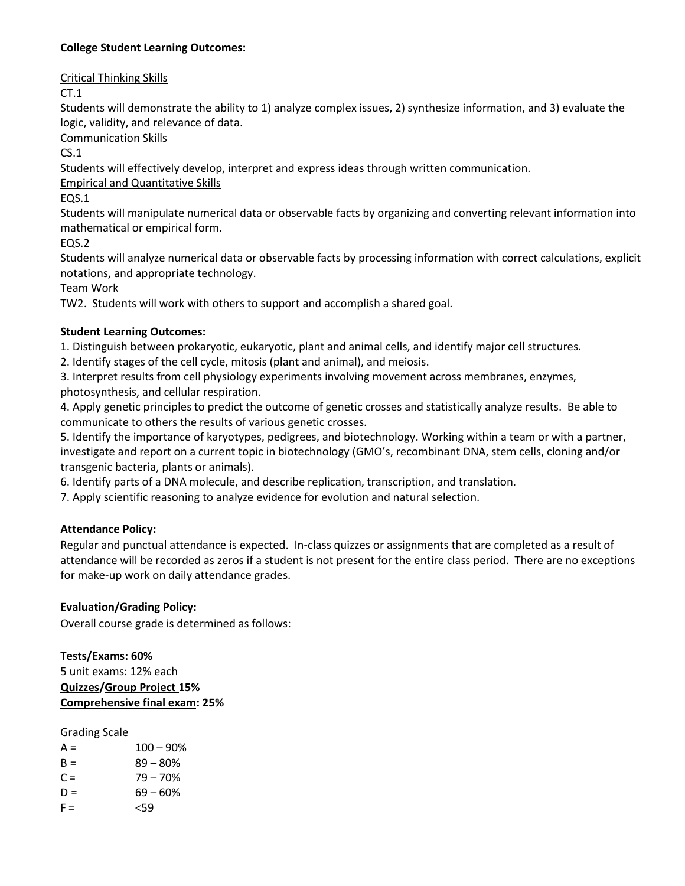**College Student Learning Outcomes:**

Critical Thinking Skills

CT.1

Students will demonstrate the ability to 1) analyze complex issues, 2) synthesize information, and 3) evaluate the logic, validity, and relevance of data.

Communication Skills

CS.1

Students will effectively develop, interpret and express ideas through written communication.

Empirical and Quantitative Skills

EQS.1

Students will manipulate numerical data or observable facts by organizing and converting relevant information into mathematical or empirical form.

EQS.2

Students will analyze numerical data or observable facts by processing information with correct calculations, explicit notations, and appropriate technology.

Team Work

TW2. Students will work with others to support and accomplish a shared goal.

**Student Learning Outcomes:**

1. Distinguish between prokaryotic, eukaryotic, plant and animal cells, and identify major cell structures.
2. Identify stages of the cell cycle, mitosis (plant and animal), and meiosis.
3. Interpret results from cell physiology experiments involving movement across membranes, enzymes, photosynthesis, and cellular respiration.
4. Apply genetic principles to predict the outcome of genetic crosses and statistically analyze results. Be able to communicate to others the results of various genetic crosses.
5. Identify the importance of karyotypes, pedigrees, and biotechnology. Working within a team or with a partner, investigate and report on a current topic in biotechnology (GMO's, recombinant DNA, stem cells, cloning and/or transgenic bacteria, plants or animals).
6. Identify parts of a DNA molecule, and describe replication, transcription, and translation.
7. Apply scientific reasoning to analyze evidence for evolution and natural selection.

**Attendance Policy:**

Regular and punctual attendance is expected. In-class quizzes or assignments that are completed as a result of attendance will be recorded as zeros if a student is not present for the entire class period. There are no exceptions for make-up work on daily attendance grades.

**Evaluation/Grading Policy:**

Overall course grade is determined as follows:

**Tests/Exams: 60%**

5 unit exams: 12% each

**Quizzes/Group Project 15%**

**Comprehensive final exam: 25%**

Grading Scale

| | |
|---|---|
| A = | 100 – 90% |
| B = | 89 – 80% |
| C = | 79 – 70% |
| D = | 69 – 60% |
| F = | <59 |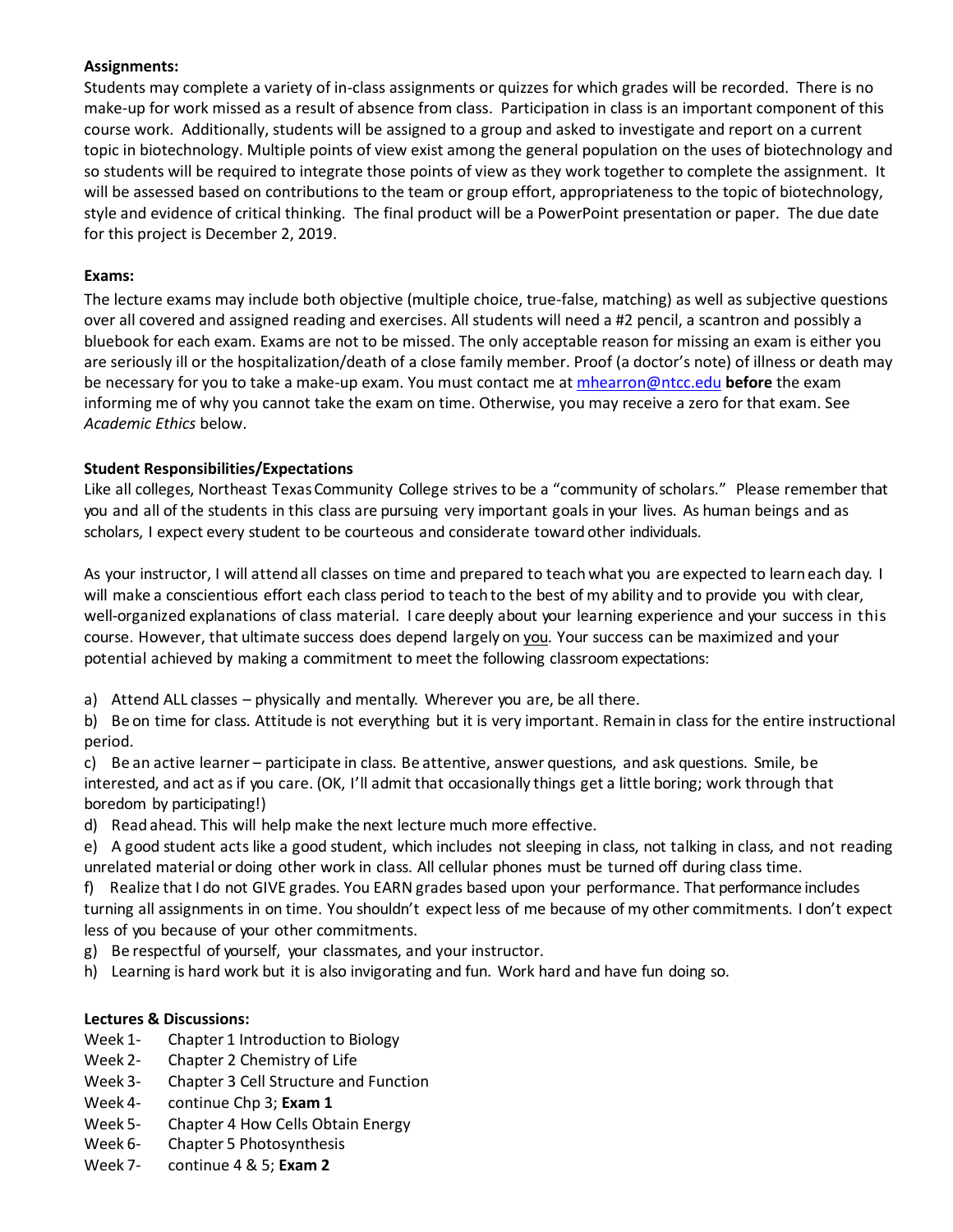**Assignments:**

Students may complete a variety of in-class assignments or quizzes for which grades will be recorded. There is no make-up for work missed as a result of absence from class. Participation in class is an important component of this course work. Additionally, students will be assigned to a group and asked to investigate and report on a current topic in biotechnology. Multiple points of view exist among the general population on the uses of biotechnology and so students will be required to integrate those points of view as they work together to complete the assignment. It will be assessed based on contributions to the team or group effort, appropriateness to the topic of biotechnology, style and evidence of critical thinking. The final product will be a PowerPoint presentation or paper. The due date for this project is December 2, 2019.

**Exams:**

The lecture exams may include both objective (multiple choice, true-false, matching) as well as subjective questions over all covered and assigned reading and exercises. All students will need a #2 pencil, a scantron and possibly a bluebook for each exam. Exams are not to be missed. The only acceptable reason for missing an exam is either you are seriously ill or the hospitalization/death of a close family member. Proof (a doctor's note) of illness or death may be necessary for you to take a make-up exam. You must contact me at mhearron@ntcc.edu **before** the exam informing me of why you cannot take the exam on time. Otherwise, you may receive a zero for that exam. See *Academic Ethics* below.

**Student Responsibilities/Expectations**

Like all colleges, Northeast Texas Community College strives to be a "community of scholars." Please remember that you and all of the students in this class are pursuing very important goals in your lives. As human beings and as scholars, I expect every student to be courteous and considerate toward other individuals.

As your instructor, I will attend all classes on time and prepared to teach what you are expected to learn each day. I will make a conscientious effort each class period to teach to the best of my ability and to provide you with clear, well-organized explanations of class material. I care deeply about your learning experience and your success in this course. However, that ultimate success does depend largely on you. Your success can be maximized and your potential achieved by making a commitment to meet the following classroom expectations:

a) Attend ALL classes – physically and mentally. Wherever you are, be all there.

b) Be on time for class. Attitude is not everything but it is very important. Remain in class for the entire instructional period.

c) Be an active learner – participate in class. Be attentive, answer questions, and ask questions. Smile, be interested, and act as if you care. (OK, I'll admit that occasionally things get a little boring; work through that boredom by participating!)

d) Read ahead. This will help make the next lecture much more effective.

e) A good student acts like a good student, which includes not sleeping in class, not talking in class, and not reading unrelated material or doing other work in class. All cellular phones must be turned off during class time.

f) Realize that I do not GIVE grades. You EARN grades based upon your performance. That performance includes turning all assignments in on time. You shouldn't expect less of me because of my other commitments. I don't expect less of you because of your other commitments.

g) Be respectful of yourself, your classmates, and your instructor.

h) Learning is hard work but it is also invigorating and fun. Work hard and have fun doing so.

**Lectures & Discussions:**

Week 1- Chapter 1 Introduction to Biology
Week 2- Chapter 2 Chemistry of Life
Week 3- Chapter 3 Cell Structure and Function
Week 4- continue Chp 3; **Exam 1**
Week 5- Chapter 4 How Cells Obtain Energy
Week 6- Chapter 5 Photosynthesis
Week 7- continue 4 & 5; **Exam 2**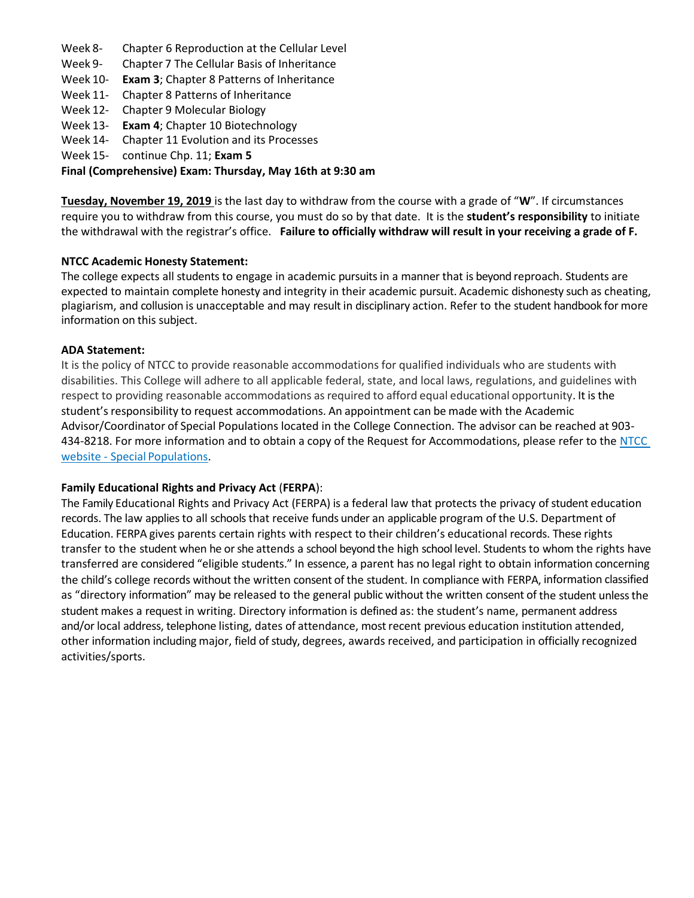Week 8- Chapter 6 Reproduction at the Cellular Level
Week 9- Chapter 7 The Cellular Basis of Inheritance
Week 10- **Exam 3**; Chapter 8 Patterns of Inheritance
Week 11- Chapter 8 Patterns of Inheritance
Week 12- Chapter 9 Molecular Biology
Week 13- **Exam 4**; Chapter 10 Biotechnology
Week 14- Chapter 11 Evolution and its Processes
Week 15- continue Chp. 11; **Exam 5**
**Final (Comprehensive) Exam: Thursday, May 16th at 9:30 am**

**Tuesday, November 19, 2019** is the last day to withdraw from the course with a grade of "**W**". If circumstances require you to withdraw from this course, you must do so by that date. It is the **student's responsibility** to initiate the withdrawal with the registrar's office. **Failure to officially withdraw will result in your receiving a grade of F.**

**NTCC Academic Honesty Statement:**
The college expects all students to engage in academic pursuits in a manner that is beyond reproach. Students are expected to maintain complete honesty and integrity in their academic pursuit. Academic dishonesty such as cheating, plagiarism, and collusion is unacceptable and may result in disciplinary action. Refer to the student handbook for more information on this subject.

**ADA Statement:**
It is the policy of NTCC to provide reasonable accommodations for qualified individuals who are students with disabilities. This College will adhere to all applicable federal, state, and local laws, regulations, and guidelines with respect to providing reasonable accommodations as required to afford equal educational opportunity. It is the student's responsibility to request accommodations. An appointment can be made with the Academic Advisor/Coordinator of Special Populations located in the College Connection. The advisor can be reached at 903-434-8218. For more information and to obtain a copy of the Request for Accommodations, please refer to the NTCC website - Special Populations.

**Family Educational Rights and Privacy Act** (**FERPA**):
The Family Educational Rights and Privacy Act (FERPA) is a federal law that protects the privacy of student education records. The law applies to all schools that receive funds under an applicable program of the U.S. Department of Education. FERPA gives parents certain rights with respect to their children's educational records. These rights transfer to the student when he or she attends a school beyond the high school level. Students to whom the rights have transferred are considered "eligible students." In essence, a parent has no legal right to obtain information concerning the child's college records without the written consent of the student. In compliance with FERPA, information classified as "directory information" may be released to the general public without the written consent of the student unless the student makes a request in writing. Directory information is defined as: the student's name, permanent address and/or local address, telephone listing, dates of attendance, most recent previous education institution attended, other information including major, field of study, degrees, awards received, and participation in officially recognized activities/sports.